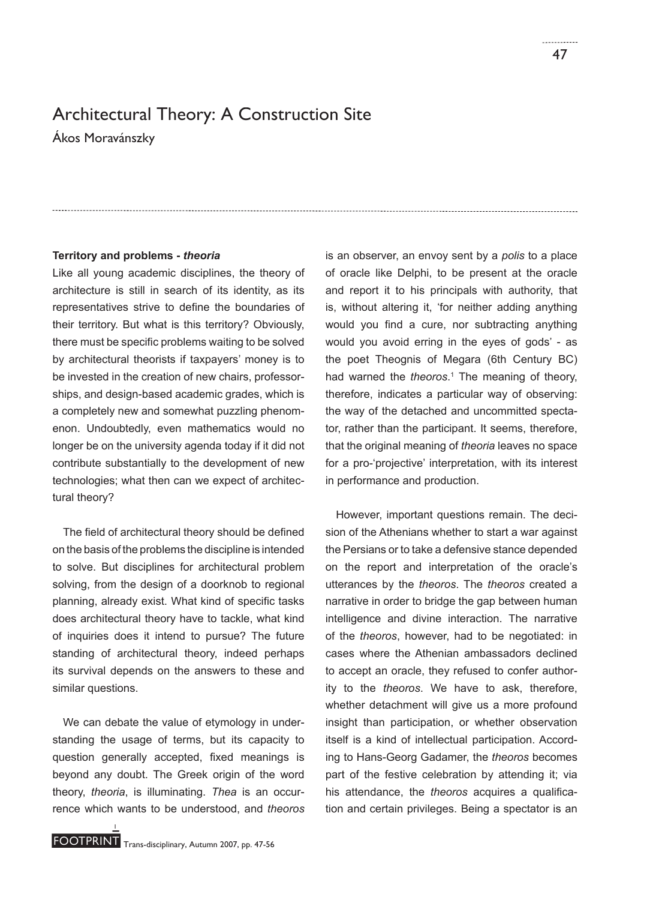# Architectural Theory: A Construction Site

Ákos Moravánszky

## Territory and problems - *theoria*

Like all young academic disciplines, the theory of architecture is still in search of its identity, as its representatives strive to define the boundaries of their territory. But what is this territory? Obviously, there must be specific problems waiting to be solved by architectural theorists if taxpayers' money is to be invested in the creation of new chairs, professorships, and design-based academic grades, which is a completely new and somewhat puzzling phenomenon. Undoubtedly, even mathematics would no longer be on the university agenda today if it did not contribute substantially to the development of new technologies; what then can we expect of architectural theory?

The field of architectural theory should be defined on the basis of the problems the discipline is intended to solve. But disciplines for architectural problem solving, from the design of a doorknob to regional planning, already exist. What kind of specific tasks does architectural theory have to tackle, what kind of inquiries does it intend to pursue? The future standing of architectural theory, indeed perhaps its survival depends on the answers to these and similar questions.

We can debate the value of etymology in understanding the usage of terms, but its capacity to question generally accepted, fixed meanings is beyond any doubt. The Greek origin of the word theory, *theoria*, is illuminating. *Thea* is an occurrence which wants to be understood, and *theoros* is an observer, an envoy sent by a *polis* to a place of oracle like Delphi, to be present at the oracle and report it to his principals with authority, that is, without altering it, 'for neither adding anything would you find a cure, nor subtracting anything would you avoid erring in the eyes of gods' - as the poet Theognis of Megara (6th Century BC) had warned the *theoros*.[1] The meaning of theory, therefore, indicates a particular way of observing: the way of the detached and uncommitted spectator, rather than the participant. It seems, therefore, that the original meaning of *theoria* leaves no space for a pro-'projective' interpretation, with its interest in performance and production.

However, important questions remain. The decision of the Athenians whether to start a war against the Persians or to take a defensive stance depended on the report and interpretation of the oracle's utterances by the *theoros*. The *theoros* created a narrative in order to bridge the gap between human intelligence and divine interaction. The narrative of the *theoros*, however, had to be negotiated: in cases where the Athenian ambassadors declined to accept an oracle, they refused to confer authority to the *theoros*. We have to ask, therefore, whether detachment will give us a more profound insight than participation, or whether observation itself is a kind of intellectual participation. According to Hans-Georg Gadamer, the *theoros* becomes part of the festive celebration by attending it; via his attendance, the *theoros* acquires a qualification and certain privileges. Being a spectator is an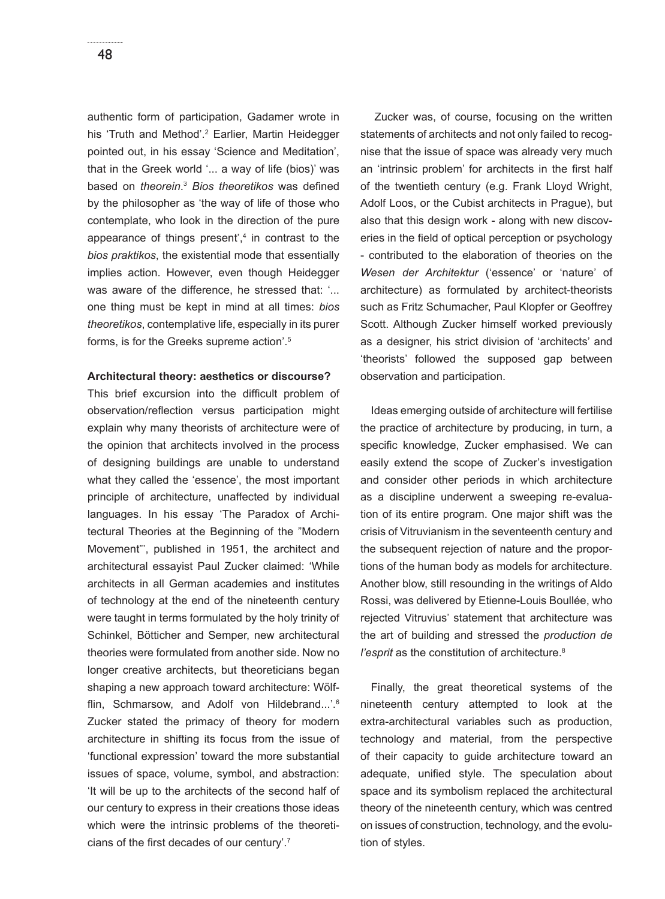authentic form of participation, Gadamer wrote in his 'Truth and Method'.[2] Earlier, Martin Heidegger pointed out, in his essay 'Science and Meditation', that in the Greek world '... a way of life (bios)' was based on *theorein*.[3] *Bios theoretikos* was defined by the philosopher as 'the way of life of those who contemplate, who look in the direction of the pure appearance of things present',[4] in contrast to the *bios praktikos*, the existential mode that essentially implies action. However, even though Heidegger was aware of the difference, he stressed that: '... one thing must be kept in mind at all times: *bios theoretikos*, contemplative life, especially in its purer forms, is for the Greeks supreme action'.[5]

**Architectural theory: aesthetics or discourse?**

This brief excursion into the difficult problem of observation/reflection versus participation might explain why many theorists of architecture were of the opinion that architects involved in the process of designing buildings are unable to understand what they called the 'essence', the most important principle of architecture, unaffected by individual languages. In his essay 'The Paradox of Architectural Theories at the Beginning of the "Modern Movement"', published in 1951, the architect and architectural essayist Paul Zucker claimed: 'While architects in all German academies and institutes of technology at the end of the nineteenth century were taught in terms formulated by the holy trinity of Schinkel, Bötticher and Semper, new architectural theories were formulated from another side. Now no longer creative architects, but theoreticians began shaping a new approach toward architecture: Wölfflin, Schmarsow, and Adolf von Hildebrand...'.[6] Zucker stated the primacy of theory for modern architecture in shifting its focus from the issue of 'functional expression' toward the more substantial issues of space, volume, symbol, and abstraction: 'It will be up to the architects of the second half of our century to express in their creations those ideas which were the intrinsic problems of the theoreticians of the first decades of our century'.[7]

Zucker was, of course, focusing on the written statements of architects and not only failed to recognise that the issue of space was already very much an 'intrinsic problem' for architects in the first half of the twentieth century (e.g. Frank Lloyd Wright, Adolf Loos, or the Cubist architects in Prague), but also that this design work - along with new discoveries in the field of optical perception or psychology - contributed to the elaboration of theories on the *Wesen der Architektur* ('essence' or 'nature' of architecture) as formulated by architect-theorists such as Fritz Schumacher, Paul Klopfer or Geoffrey Scott. Although Zucker himself worked previously as a designer, his strict division of 'architects' and 'theorists' followed the supposed gap between observation and participation.

Ideas emerging outside of architecture will fertilise the practice of architecture by producing, in turn, a specific knowledge, Zucker emphasised. We can easily extend the scope of Zucker's investigation and consider other periods in which architecture as a discipline underwent a sweeping re-evaluation of its entire program. One major shift was the crisis of Vitruvianism in the seventeenth century and the subsequent rejection of nature and the proportions of the human body as models for architecture. Another blow, still resounding in the writings of Aldo Rossi, was delivered by Etienne-Louis Boullée, who rejected Vitruvius' statement that architecture was the art of building and stressed the *production de l'esprit* as the constitution of architecture.[8]

Finally, the great theoretical systems of the nineteenth century attempted to look at the extra-architectural variables such as production, technology and material, from the perspective of their capacity to guide architecture toward an adequate, unified style. The speculation about space and its symbolism replaced the architectural theory of the nineteenth century, which was centred on issues of construction, technology, and the evolution of styles.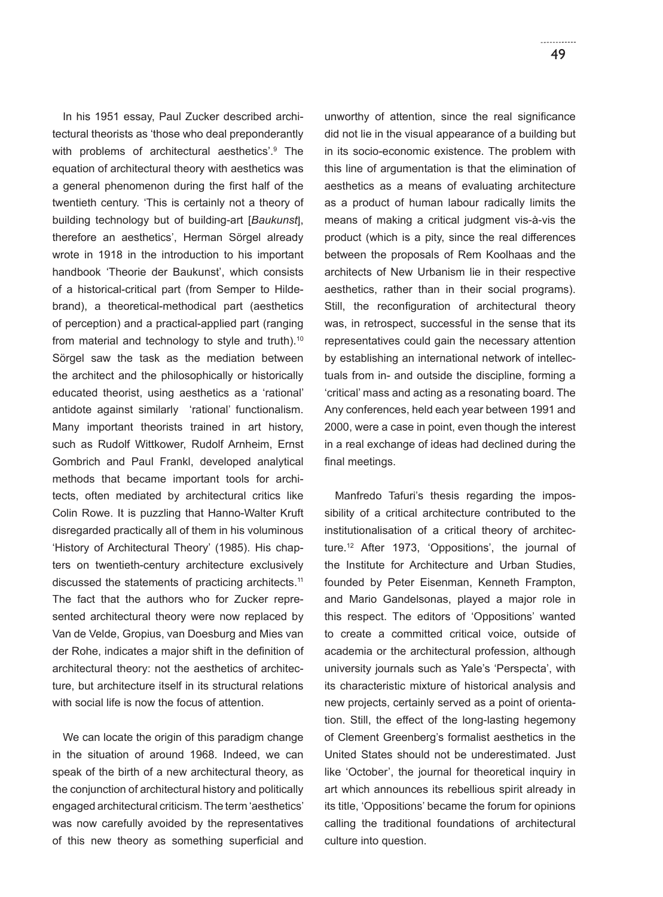In his 1951 essay, Paul Zucker described architectural theorists as 'those who deal preponderantly with problems of architectural aesthetics'.[9] The equation of architectural theory with aesthetics was a general phenomenon during the first half of the twentieth century. 'This is certainly not a theory of building technology but of building-art [*Baukunst*], therefore an aesthetics', Herman Sörgel already wrote in 1918 in the introduction to his important handbook 'Theorie der Baukunst', which consists of a historical-critical part (from Semper to Hildebrand), a theoretical-methodical part (aesthetics of perception) and a practical-applied part (ranging from material and technology to style and truth).[10] Sörgel saw the task as the mediation between the architect and the philosophically or historically educated theorist, using aesthetics as a 'rational' antidote against similarly 'rational' functionalism. Many important theorists trained in art history, such as Rudolf Wittkower, Rudolf Arnheim, Ernst Gombrich and Paul Frankl, developed analytical methods that became important tools for architects, often mediated by architectural critics like Colin Rowe. It is puzzling that Hanno-Walter Kruft disregarded practically all of them in his voluminous 'History of Architectural Theory' (1985). His chapters on twentieth-century architecture exclusively discussed the statements of practicing architects.[11] The fact that the authors who for Zucker represented architectural theory were now replaced by Van de Velde, Gropius, van Doesburg and Mies van der Rohe, indicates a major shift in the definition of architectural theory: not the aesthetics of architecture, but architecture itself in its structural relations with social life is now the focus of attention.

We can locate the origin of this paradigm change in the situation of around 1968. Indeed, we can speak of the birth of a new architectural theory, as the conjunction of architectural history and politically engaged architectural criticism. The term 'aesthetics' was now carefully avoided by the representatives of this new theory as something superficial and unworthy of attention, since the real significance did not lie in the visual appearance of a building but in its socio-economic existence. The problem with this line of argumentation is that the elimination of aesthetics as a means of evaluating architecture as a product of human labour radically limits the means of making a critical judgment vis-à-vis the product (which is a pity, since the real differences between the proposals of Rem Koolhaas and the architects of New Urbanism lie in their respective aesthetics, rather than in their social programs). Still, the reconfiguration of architectural theory was, in retrospect, successful in the sense that its representatives could gain the necessary attention by establishing an international network of intellectuals from in- and outside the discipline, forming a 'critical' mass and acting as a resonating board. The Any conferences, held each year between 1991 and 2000, were a case in point, even though the interest in a real exchange of ideas had declined during the final meetings.

Manfredo Tafuri's thesis regarding the impossibility of a critical architecture contributed to the institutionalisation of a critical theory of architecture.[12] After 1973, 'Oppositions', the journal of the Institute for Architecture and Urban Studies, founded by Peter Eisenman, Kenneth Frampton, and Mario Gandelsonas, played a major role in this respect. The editors of 'Oppositions' wanted to create a committed critical voice, outside of academia or the architectural profession, although university journals such as Yale's 'Perspecta', with its characteristic mixture of historical analysis and new projects, certainly served as a point of orientation. Still, the effect of the long-lasting hegemony of Clement Greenberg's formalist aesthetics in the United States should not be underestimated. Just like 'October', the journal for theoretical inquiry in art which announces its rebellious spirit already in its title, 'Oppositions' became the forum for opinions calling the traditional foundations of architectural culture into question.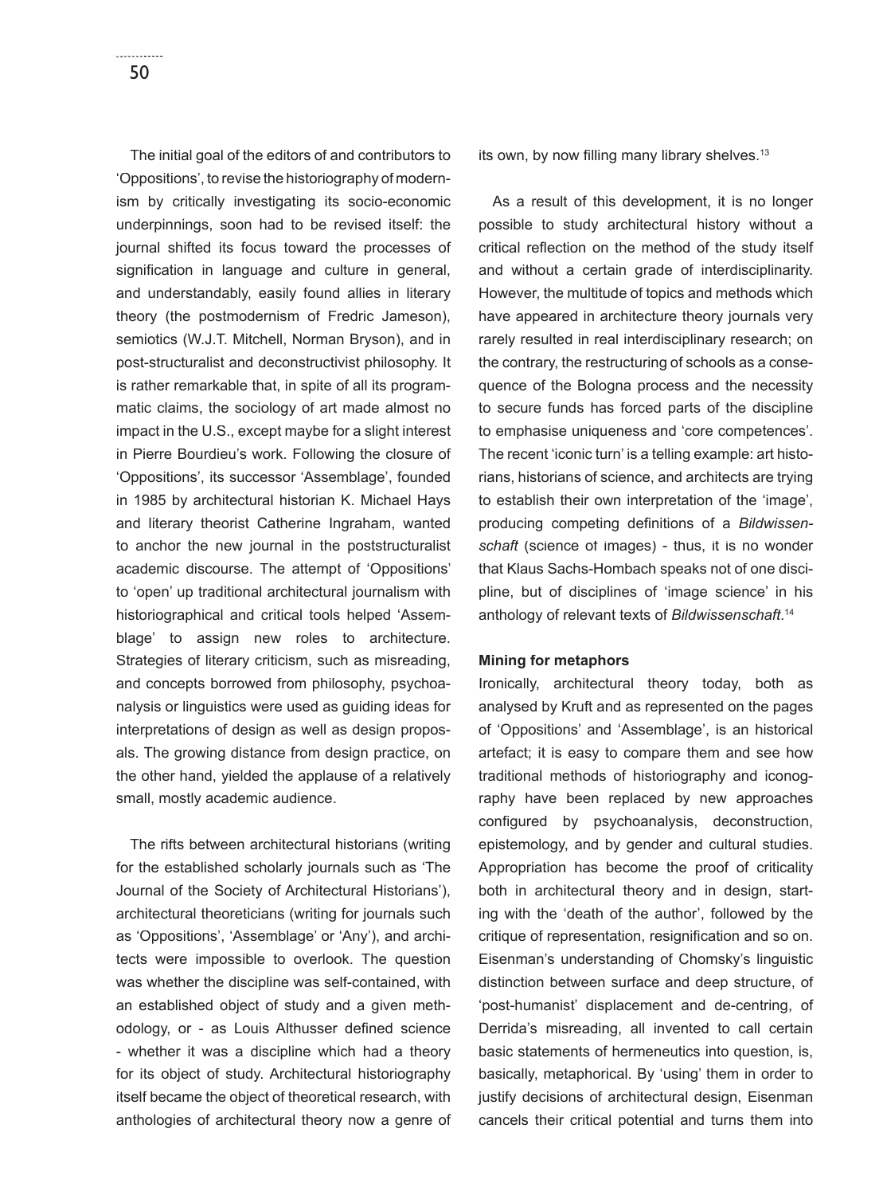The initial goal of the editors of and contributors to 'Oppositions', to revise the historiography of modernism by critically investigating its socio-economic underpinnings, soon had to be revised itself: the journal shifted its focus toward the processes of signification in language and culture in general, and understandably, easily found allies in literary theory (the postmodernism of Fredric Jameson), semiotics (W.J.T. Mitchell, Norman Bryson), and in post-structuralist and deconstructivist philosophy. It is rather remarkable that, in spite of all its programmatic claims, the sociology of art made almost no impact in the U.S., except maybe for a slight interest in Pierre Bourdieu's work. Following the closure of 'Oppositions', its successor 'Assemblage', founded in 1985 by architectural historian K. Michael Hays and literary theorist Catherine Ingraham, wanted to anchor the new journal in the poststructuralist academic discourse. The attempt of 'Oppositions' to 'open' up traditional architectural journalism with historiographical and critical tools helped 'Assemblage' to assign new roles to architecture. Strategies of literary criticism, such as misreading, and concepts borrowed from philosophy, psychoanalysis or linguistics were used as guiding ideas for interpretations of design as well as design proposals. The growing distance from design practice, on the other hand, yielded the applause of a relatively small, mostly academic audience.

The rifts between architectural historians (writing for the established scholarly journals such as 'The Journal of the Society of Architectural Historians'), architectural theoreticians (writing for journals such as 'Oppositions', 'Assemblage' or 'Any'), and architects were impossible to overlook. The question was whether the discipline was self-contained, with an established object of study and a given methodology, or - as Louis Althusser defined science - whether it was a discipline which had a theory for its object of study. Architectural historiography itself became the object of theoretical research, with anthologies of architectural theory now a genre of its own, by now filling many library shelves.[13]

As a result of this development, it is no longer possible to study architectural history without a critical reflection on the method of the study itself and without a certain grade of interdisciplinarity. However, the multitude of topics and methods which have appeared in architecture theory journals very rarely resulted in real interdisciplinary research; on the contrary, the restructuring of schools as a consequence of the Bologna process and the necessity to secure funds has forced parts of the discipline to emphasise uniqueness and 'core competences'. The recent 'iconic turn' is a telling example: art historians, historians of science, and architects are trying to establish their own interpretation of the 'image', producing competing definitions of a *Bildwissenschaft* (science of images) - thus, it is no wonder that Klaus Sachs-Hombach speaks not of one discipline, but of disciplines of 'image science' in his anthology of relevant texts of *Bildwissenschaft*.[14]

**Mining for metaphors**

Ironically, architectural theory today, both as analysed by Kruft and as represented on the pages of 'Oppositions' and 'Assemblage', is an historical artefact; it is easy to compare them and see how traditional methods of historiography and iconography have been replaced by new approaches configured by psychoanalysis, deconstruction, epistemology, and by gender and cultural studies. Appropriation has become the proof of criticality both in architectural theory and in design, starting with the 'death of the author', followed by the critique of representation, resignification and so on. Eisenman's understanding of Chomsky's linguistic distinction between surface and deep structure, of 'post-humanist' displacement and de-centring, of Derrida's misreading, all invented to call certain basic statements of hermeneutics into question, is, basically, metaphorical. By 'using' them in order to justify decisions of architectural design, Eisenman cancels their critical potential and turns them into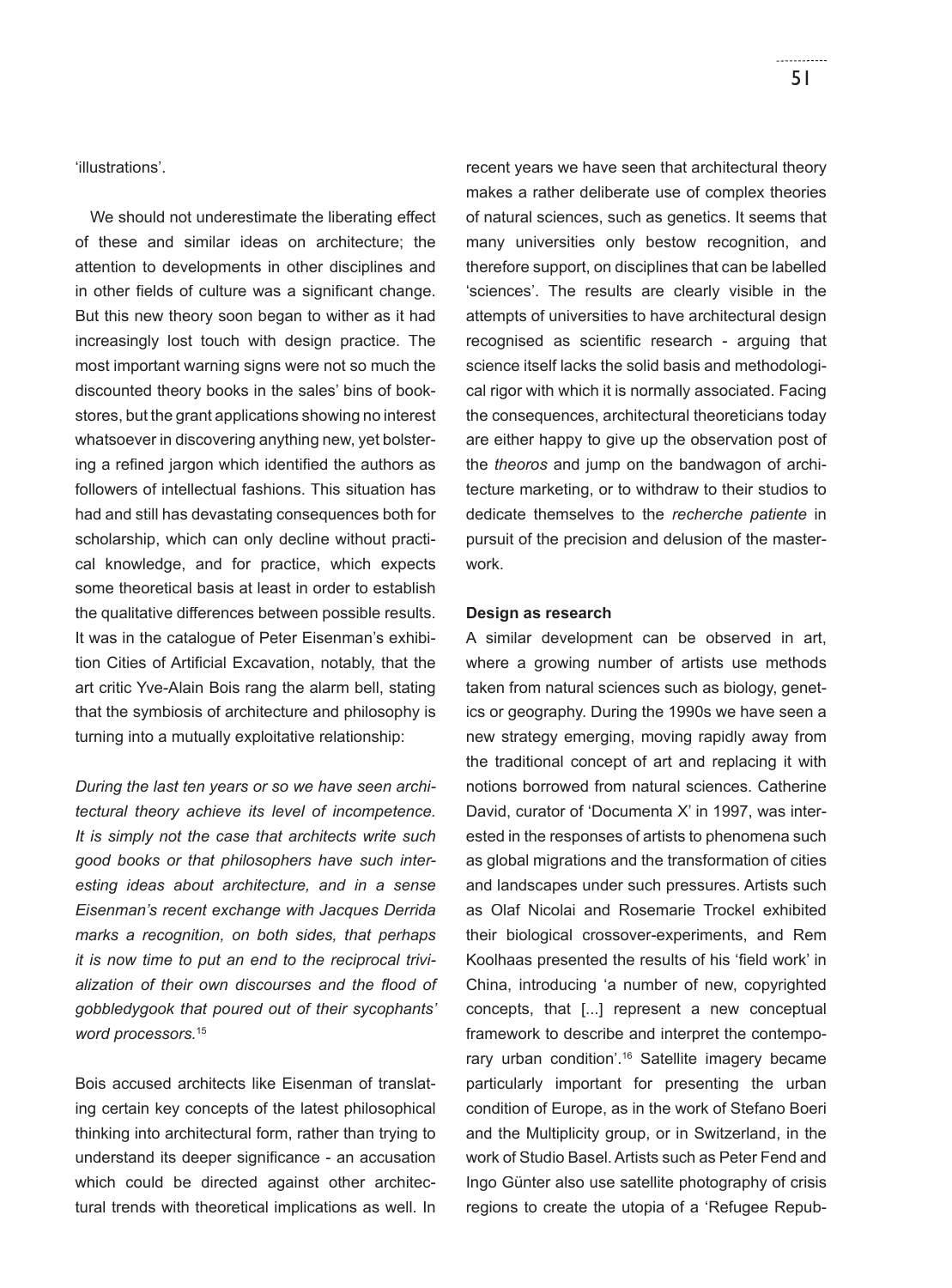'illustrations'.

We should not underestimate the liberating effect of these and similar ideas on architecture; the attention to developments in other disciplines and in other fields of culture was a significant change. But this new theory soon began to wither as it had increasingly lost touch with design practice. The most important warning signs were not so much the discounted theory books in the sales' bins of bookstores, but the grant applications showing no interest whatsoever in discovering anything new, yet bolstering a refined jargon which identified the authors as followers of intellectual fashions. This situation has had and still has devastating consequences both for scholarship, which can only decline without practical knowledge, and for practice, which expects some theoretical basis at least in order to establish the qualitative differences between possible results. It was in the catalogue of Peter Eisenman's exhibition Cities of Artificial Excavation, notably, that the art critic Yve-Alain Bois rang the alarm bell, stating that the symbiosis of architecture and philosophy is turning into a mutually exploitative relationship:

*During the last ten years or so we have seen architectural theory achieve its level of incompetence. It is simply not the case that architects write such good books or that philosophers have such interesting ideas about architecture, and in a sense Eisenman's recent exchange with Jacques Derrida marks a recognition, on both sides, that perhaps it is now time to put an end to the reciprocal trivialization of their own discourses and the flood of gobbledygook that poured out of their sycophants' word processors.*[15]

Bois accused architects like Eisenman of translating certain key concepts of the latest philosophical thinking into architectural form, rather than trying to understand its deeper significance - an accusation which could be directed against other architectural trends with theoretical implications as well. In recent years we have seen that architectural theory makes a rather deliberate use of complex theories of natural sciences, such as genetics. It seems that many universities only bestow recognition, and therefore support, on disciplines that can be labelled 'sciences'. The results are clearly visible in the attempts of universities to have architectural design recognised as scientific research - arguing that science itself lacks the solid basis and methodological rigor with which it is normally associated. Facing the consequences, architectural theoreticians today are either happy to give up the observation post of the *theoros* and jump on the bandwagon of architecture marketing, or to withdraw to their studios to dedicate themselves to the *recherche patiente* in pursuit of the precision and delusion of the masterwork.

**Design as research**

A similar development can be observed in art, where a growing number of artists use methods taken from natural sciences such as biology, genetics or geography. During the 1990s we have seen a new strategy emerging, moving rapidly away from the traditional concept of art and replacing it with notions borrowed from natural sciences. Catherine David, curator of 'Documenta X' in 1997, was interested in the responses of artists to phenomena such as global migrations and the transformation of cities and landscapes under such pressures. Artists such as Olaf Nicolai and Rosemarie Trockel exhibited their biological crossover-experiments, and Rem Koolhaas presented the results of his 'field work' in China, introducing 'a number of new, copyrighted concepts, that [...] represent a new conceptual framework to describe and interpret the contemporary urban condition'.[16] Satellite imagery became particularly important for presenting the urban condition of Europe, as in the work of Stefano Boeri and the Multiplicity group, or in Switzerland, in the work of Studio Basel. Artists such as Peter Fend and Ingo Günter also use satellite photography of crisis regions to create the utopia of a 'Refugee Repub-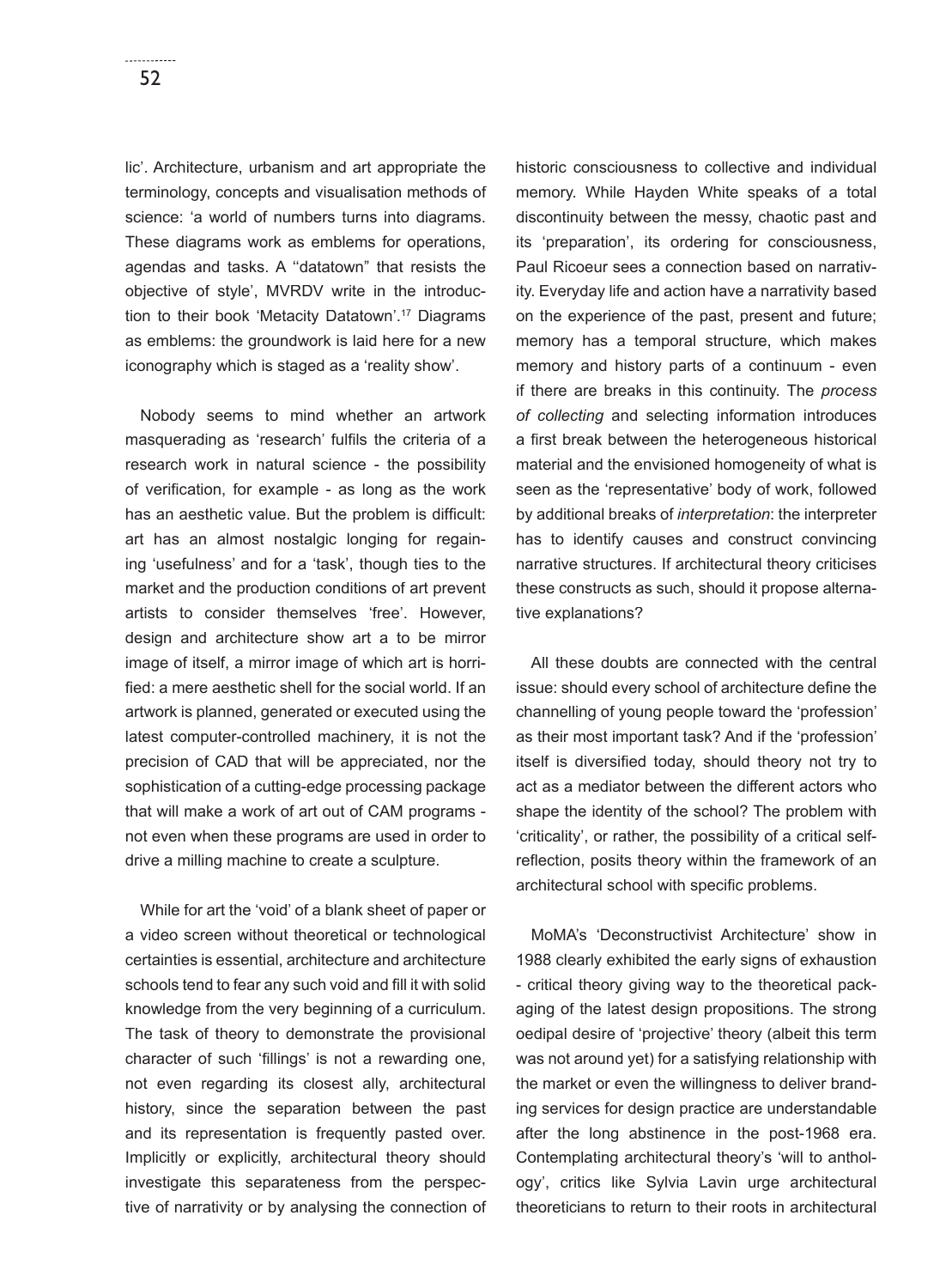lic'. Architecture, urbanism and art appropriate the terminology, concepts and visualisation methods of science: 'a world of numbers turns into diagrams. These diagrams work as emblems for operations, agendas and tasks. A "datatown" that resists the objective of style', MVRDV write in the introduction to their book 'Metacity Datatown'.[17] Diagrams as emblems: the groundwork is laid here for a new iconography which is staged as a 'reality show'.

Nobody seems to mind whether an artwork masquerading as 'research' fulfils the criteria of a research work in natural science - the possibility of verification, for example - as long as the work has an aesthetic value. But the problem is difficult: art has an almost nostalgic longing for regaining 'usefulness' and for a 'task', though ties to the market and the production conditions of art prevent artists to consider themselves 'free'. However, design and architecture show art a to be mirror image of itself, a mirror image of which art is horrified: a mere aesthetic shell for the social world. If an artwork is planned, generated or executed using the latest computer-controlled machinery, it is not the precision of CAD that will be appreciated, nor the sophistication of a cutting-edge processing package that will make a work of art out of CAM programs - not even when these programs are used in order to drive a milling machine to create a sculpture.

While for art the 'void' of a blank sheet of paper or a video screen without theoretical or technological certainties is essential, architecture and architecture schools tend to fear any such void and fill it with solid knowledge from the very beginning of a curriculum. The task of theory to demonstrate the provisional character of such 'fillings' is not a rewarding one, not even regarding its closest ally, architectural history, since the separation between the past and its representation is frequently pasted over. Implicitly or explicitly, architectural theory should investigate this separateness from the perspective of narrativity or by analysing the connection of historic consciousness to collective and individual memory. While Hayden White speaks of a total discontinuity between the messy, chaotic past and its 'preparation', its ordering for consciousness, Paul Ricoeur sees a connection based on narrativity. Everyday life and action have a narrativity based on the experience of the past, present and future; memory has a temporal structure, which makes memory and history parts of a continuum - even if there are breaks in this continuity. The *process of collecting* and selecting information introduces a first break between the heterogeneous historical material and the envisioned homogeneity of what is seen as the 'representative' body of work, followed by additional breaks of *interpretation*: the interpreter has to identify causes and construct convincing narrative structures. If architectural theory criticises these constructs as such, should it propose alternative explanations?

All these doubts are connected with the central issue: should every school of architecture define the channelling of young people toward the 'profession' as their most important task? And if the 'profession' itself is diversified today, should theory not try to act as a mediator between the different actors who shape the identity of the school? The problem with 'criticality', or rather, the possibility of a critical self-reflection, posits theory within the framework of an architectural school with specific problems.

MoMA's 'Deconstructivist Architecture' show in 1988 clearly exhibited the early signs of exhaustion - critical theory giving way to the theoretical packaging of the latest design propositions. The strong oedipal desire of 'projective' theory (albeit this term was not around yet) for a satisfying relationship with the market or even the willingness to deliver branding services for design practice are understandable after the long abstinence in the post-1968 era. Contemplating architectural theory's 'will to anthology', critics like Sylvia Lavin urge architectural theoreticians to return to their roots in architectural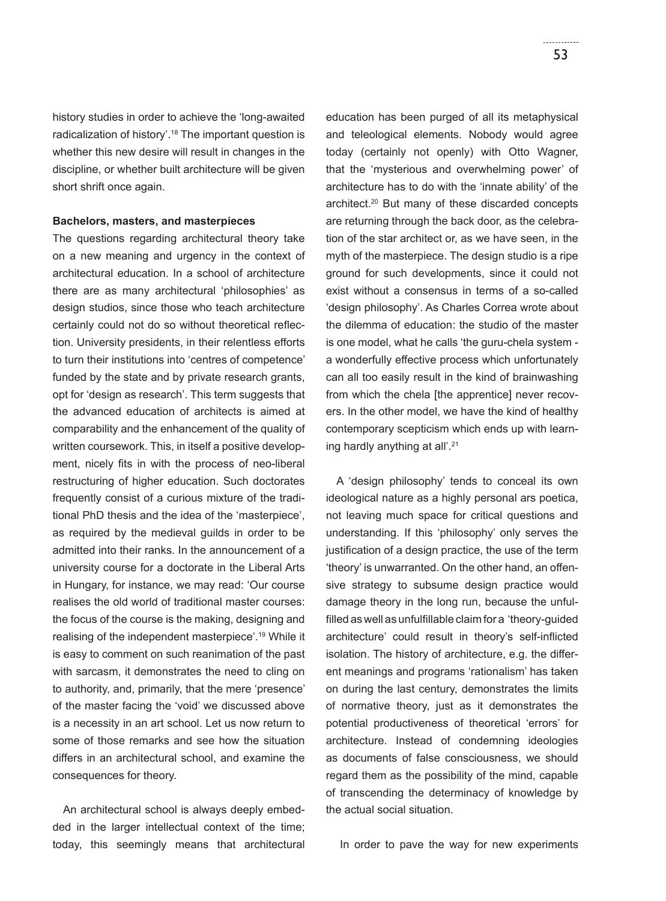history studies in order to achieve the 'long-awaited radicalization of history'.[18] The important question is whether this new desire will result in changes in the discipline, or whether built architecture will be given short shrift once again.

**Bachelors, masters, and masterpieces**

The questions regarding architectural theory take on a new meaning and urgency in the context of architectural education. In a school of architecture there are as many architectural 'philosophies' as design studios, since those who teach architecture certainly could not do so without theoretical reflection. University presidents, in their relentless efforts to turn their institutions into 'centres of competence' funded by the state and by private research grants, opt for 'design as research'. This term suggests that the advanced education of architects is aimed at comparability and the enhancement of the quality of written coursework. This, in itself a positive development, nicely fits in with the process of neo-liberal restructuring of higher education. Such doctorates frequently consist of a curious mixture of the traditional PhD thesis and the idea of the 'masterpiece', as required by the medieval guilds in order to be admitted into their ranks. In the announcement of a university course for a doctorate in the Liberal Arts in Hungary, for instance, we may read: 'Our course realises the old world of traditional master courses: the focus of the course is the making, designing and realising of the independent masterpiece'.[19] While it is easy to comment on such reanimation of the past with sarcasm, it demonstrates the need to cling on to authority, and, primarily, that the mere 'presence' of the master facing the 'void' we discussed above is a necessity in an art school. Let us now return to some of those remarks and see how the situation differs in an architectural school, and examine the consequences for theory.

An architectural school is always deeply embedded in the larger intellectual context of the time; today, this seemingly means that architectural education has been purged of all its metaphysical and teleological elements. Nobody would agree today (certainly not openly) with Otto Wagner, that the 'mysterious and overwhelming power' of architecture has to do with the 'innate ability' of the architect.[20] But many of these discarded concepts are returning through the back door, as the celebration of the star architect or, as we have seen, in the myth of the masterpiece. The design studio is a ripe ground for such developments, since it could not exist without a consensus in terms of a so-called 'design philosophy'. As Charles Correa wrote about the dilemma of education: the studio of the master is one model, what he calls 'the guru-chela system - a wonderfully effective process which unfortunately can all too easily result in the kind of brainwashing from which the chela [the apprentice] never recovers. In the other model, we have the kind of healthy contemporary scepticism which ends up with learning hardly anything at all'.[21]

A 'design philosophy' tends to conceal its own ideological nature as a highly personal ars poetica, not leaving much space for critical questions and understanding. If this 'philosophy' only serves the justification of a design practice, the use of the term 'theory' is unwarranted. On the other hand, an offensive strategy to subsume design practice would damage theory in the long run, because the unfulfilled as well as unfulfillable claim for a 'theory-guided architecture' could result in theory's self-inflicted isolation. The history of architecture, e.g. the different meanings and programs 'rationalism' has taken on during the last century, demonstrates the limits of normative theory, just as it demonstrates the potential productiveness of theoretical 'errors' for architecture. Instead of condemning ideologies as documents of false consciousness, we should regard them as the possibility of the mind, capable of transcending the determinacy of knowledge by the actual social situation.

In order to pave the way for new experiments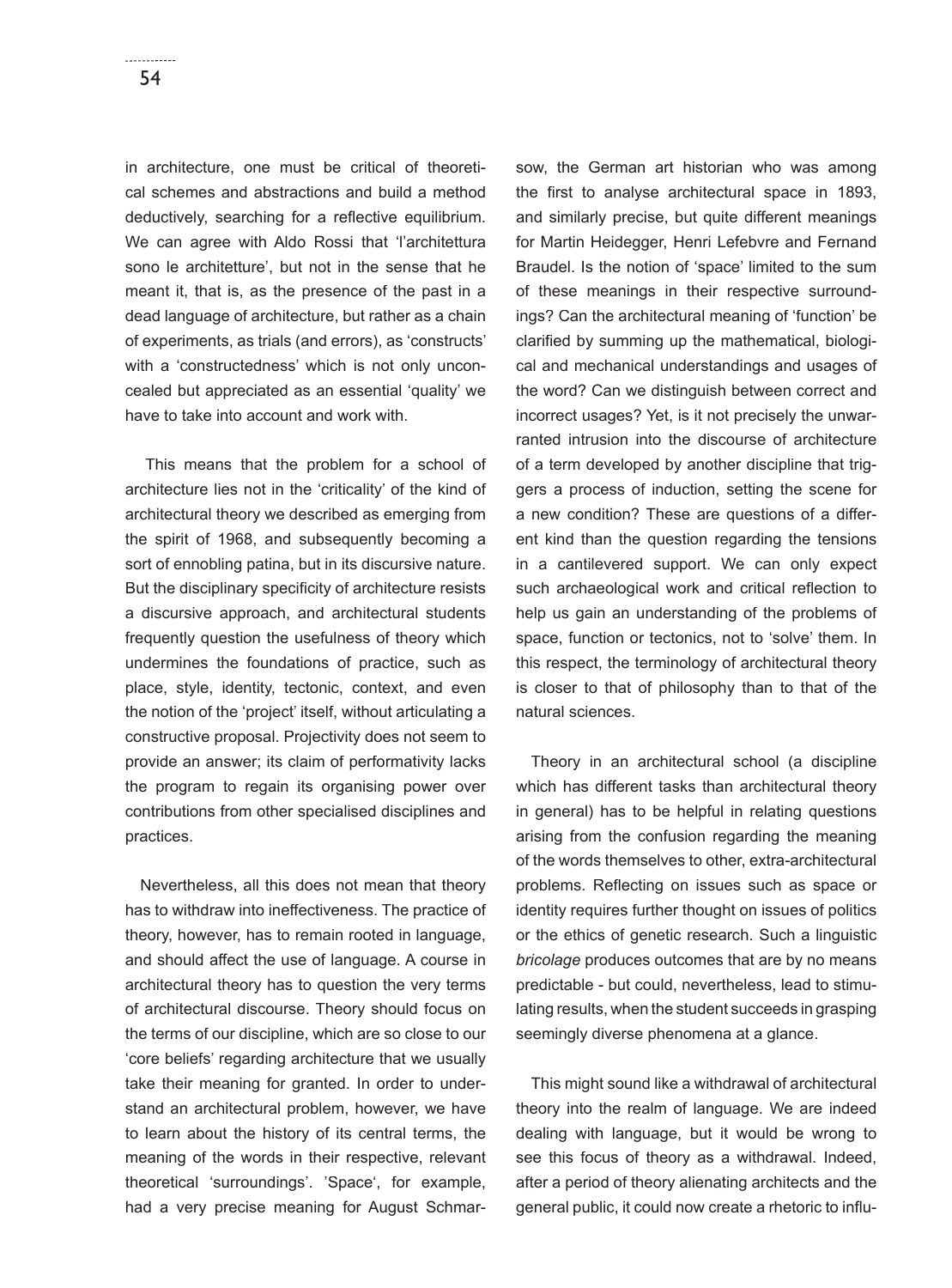in architecture, one must be critical of theoretical schemes and abstractions and build a method deductively, searching for a reflective equilibrium. We can agree with Aldo Rossi that 'l'architettura sono le architetture', but not in the sense that he meant it, that is, as the presence of the past in a dead language of architecture, but rather as a chain of experiments, as trials (and errors), as 'constructs' with a 'constructedness' which is not only unconcealed but appreciated as an essential 'quality' we have to take into account and work with.

This means that the problem for a school of architecture lies not in the 'criticality' of the kind of architectural theory we described as emerging from the spirit of 1968, and subsequently becoming a sort of ennobling patina, but in its discursive nature. But the disciplinary specificity of architecture resists a discursive approach, and architectural students frequently question the usefulness of theory which undermines the foundations of practice, such as place, style, identity, tectonic, context, and even the notion of the 'project' itself, without articulating a constructive proposal. Projectivity does not seem to provide an answer; its claim of performativity lacks the program to regain its organising power over contributions from other specialised disciplines and practices.

Nevertheless, all this does not mean that theory has to withdraw into ineffectiveness. The practice of theory, however, has to remain rooted in language, and should affect the use of language. A course in architectural theory has to question the very terms of architectural discourse. Theory should focus on the terms of our discipline, which are so close to our 'core beliefs' regarding architecture that we usually take their meaning for granted. In order to understand an architectural problem, however, we have to learn about the history of its central terms, the meaning of the words in their respective, relevant theoretical 'surroundings'. 'Space', for example, had a very precise meaning for August Schmarsow, the German art historian who was among the first to analyse architectural space in 1893, and similarly precise, but quite different meanings for Martin Heidegger, Henri Lefebvre and Fernand Braudel. Is the notion of 'space' limited to the sum of these meanings in their respective surroundings? Can the architectural meaning of 'function' be clarified by summing up the mathematical, biological and mechanical understandings and usages of the word? Can we distinguish between correct and incorrect usages? Yet, is it not precisely the unwarranted intrusion into the discourse of architecture of a term developed by another discipline that triggers a process of induction, setting the scene for a new condition? These are questions of a different kind than the question regarding the tensions in a cantilevered support. We can only expect such archaeological work and critical reflection to help us gain an understanding of the problems of space, function or tectonics, not to 'solve' them. In this respect, the terminology of architectural theory is closer to that of philosophy than to that of the natural sciences.

Theory in an architectural school (a discipline which has different tasks than architectural theory in general) has to be helpful in relating questions arising from the confusion regarding the meaning of the words themselves to other, extra-architectural problems. Reflecting on issues such as space or identity requires further thought on issues of politics or the ethics of genetic research. Such a linguistic *bricolage* produces outcomes that are by no means predictable - but could, nevertheless, lead to stimulating results, when the student succeeds in grasping seemingly diverse phenomena at a glance.

This might sound like a withdrawal of architectural theory into the realm of language. We are indeed dealing with language, but it would be wrong to see this focus of theory as a withdrawal. Indeed, after a period of theory alienating architects and the general public, it could now create a rhetoric to influ-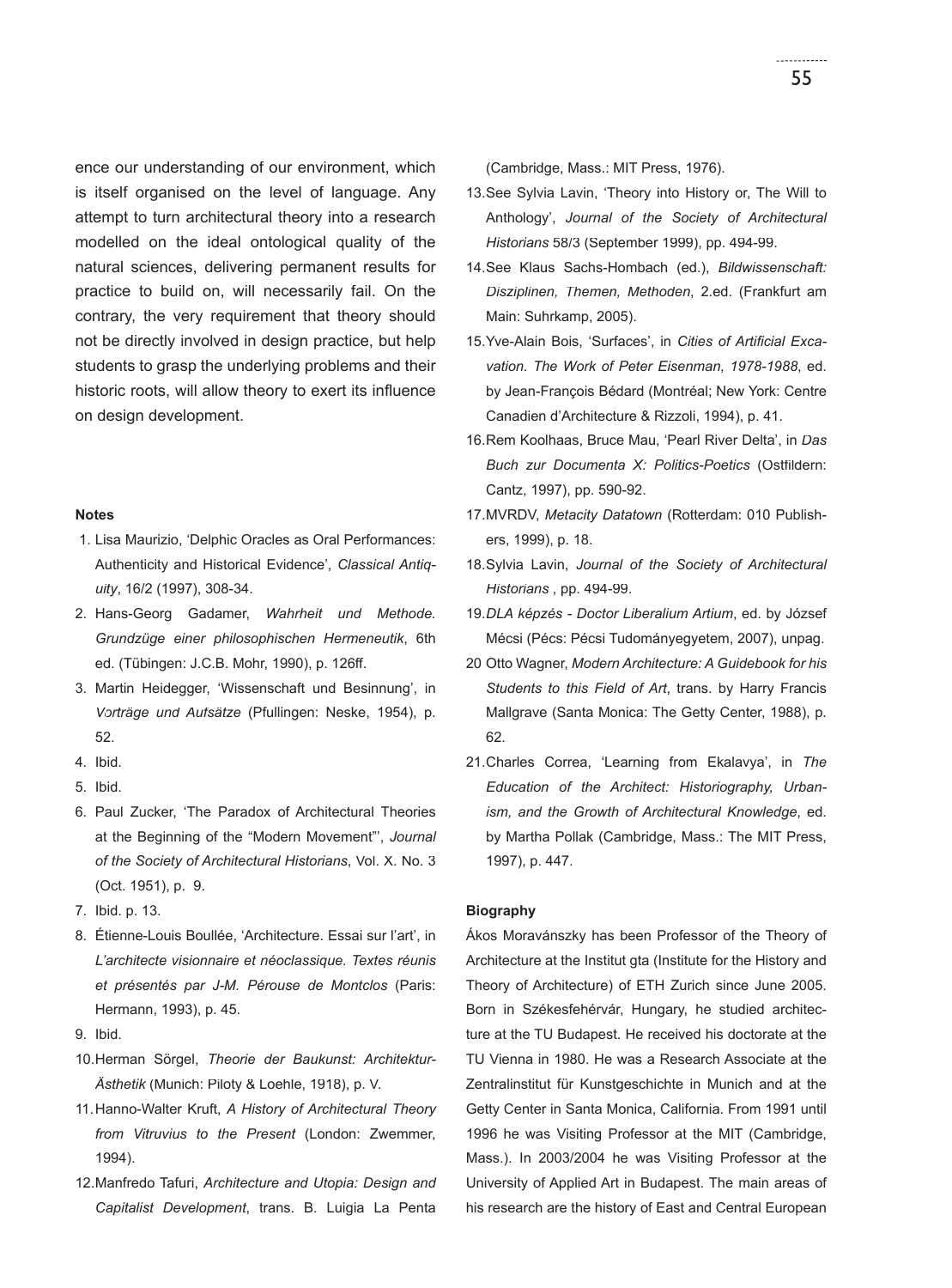ence our understanding of our environment, which is itself organised on the level of language. Any attempt to turn architectural theory into a research modelled on the ideal ontological quality of the natural sciences, delivering permanent results for practice to build on, will necessarily fail. On the contrary, the very requirement that theory should not be directly involved in design practice, but help students to grasp the underlying problems and their historic roots, will allow theory to exert its influence on design development.

**Notes**

1. Lisa Maurizio, 'Delphic Oracles as Oral Performances: Authenticity and Historical Evidence', *Classical Antiquity*, 16/2 (1997), 308-34.
2. Hans-Georg Gadamer, *Wahrheit und Methode. Grundzüge einer philosophischen Hermeneutik*, 6th ed. (Tübingen: J.C.B. Mohr, 1990), p. 126ff.
3. Martin Heidegger, 'Wissenschaft und Besinnung', in *Vorträge und Aufsätze* (Pfullingen: Neske, 1954), p. 52.
4. Ibid.
5. Ibid.
6. Paul Zucker, 'The Paradox of Architectural Theories at the Beginning of the "Modern Movement"', *Journal of the Society of Architectural Historians*, Vol. X. No. 3 (Oct. 1951), p. 9.
7. Ibid. p. 13.
8. Étienne-Louis Boullée, 'Architecture. Essai sur l'art', in *L'architecte visionnaire et néoclassique. Textes réunis et présentés par J-M. Pérouse de Montclos* (Paris: Hermann, 1993), p. 45.
9. Ibid.
10. Herman Sörgel, *Theorie der Baukunst: Architektur-Ästhetik* (Munich: Piloty & Loehle, 1918), p. V.
11. Hanno-Walter Kruft, *A History of Architectural Theory from Vitruvius to the Present* (London: Zwemmer, 1994).
12. Manfredo Tafuri, *Architecture and Utopia: Design and Capitalist Development*, trans. B. Luigia La Penta (Cambridge, Mass.: MIT Press, 1976).
13. See Sylvia Lavin, 'Theory into History or, The Will to Anthology', *Journal of the Society of Architectural Historians* 58/3 (September 1999), pp. 494-99.
14. See Klaus Sachs-Hombach (ed.), *Bildwissenschaft: Disziplinen, Themen, Methoden*, 2.ed. (Frankfurt am Main: Suhrkamp, 2005).
15. Yve-Alain Bois, 'Surfaces', in *Cities of Artificial Excavation. The Work of Peter Eisenman, 1978-1988*, ed. by Jean-François Bédard (Montréal; New York: Centre Canadien d'Architecture & Rizzoli, 1994), p. 41.
16. Rem Koolhaas, Bruce Mau, 'Pearl River Delta', in *Das Buch zur Documenta X: Politics-Poetics* (Ostfildern: Cantz, 1997), pp. 590-92.
17. MVRDV, *Metacity Datatown* (Rotterdam: 010 Publishers, 1999), p. 18.
18. Sylvia Lavin, *Journal of the Society of Architectural Historians* , pp. 494-99.
19. *DLA képzés - Doctor Liberalium Artium*, ed. by József Mécsi (Pécs: Pécsi Tudományegyetem, 2007), unpag.
20. Otto Wagner, *Modern Architecture: A Guidebook for his Students to this Field of Art*, trans. by Harry Francis Mallgrave (Santa Monica: The Getty Center, 1988), p. 62.
21. Charles Correa, 'Learning from Ekalavya', in *The Education of the Architect: Historiography, Urbanism, and the Growth of Architectural Knowledge*, ed. by Martha Pollak (Cambridge, Mass.: The MIT Press, 1997), p. 447.

**Biography**

Ákos Moravánszky has been Professor of the Theory of Architecture at the Institut gta (Institute for the History and Theory of Architecture) of ETH Zurich since June 2005. Born in Székesfehérvár, Hungary, he studied architecture at the TU Budapest. He received his doctorate at the TU Vienna in 1980. He was a Research Associate at the Zentralinstitut für Kunstgeschichte in Munich and at the Getty Center in Santa Monica, California. From 1991 until 1996 he was Visiting Professor at the MIT (Cambridge, Mass.). In 2003/2004 he was Visiting Professor at the University of Applied Art in Budapest. The main areas of his research are the history of East and Central European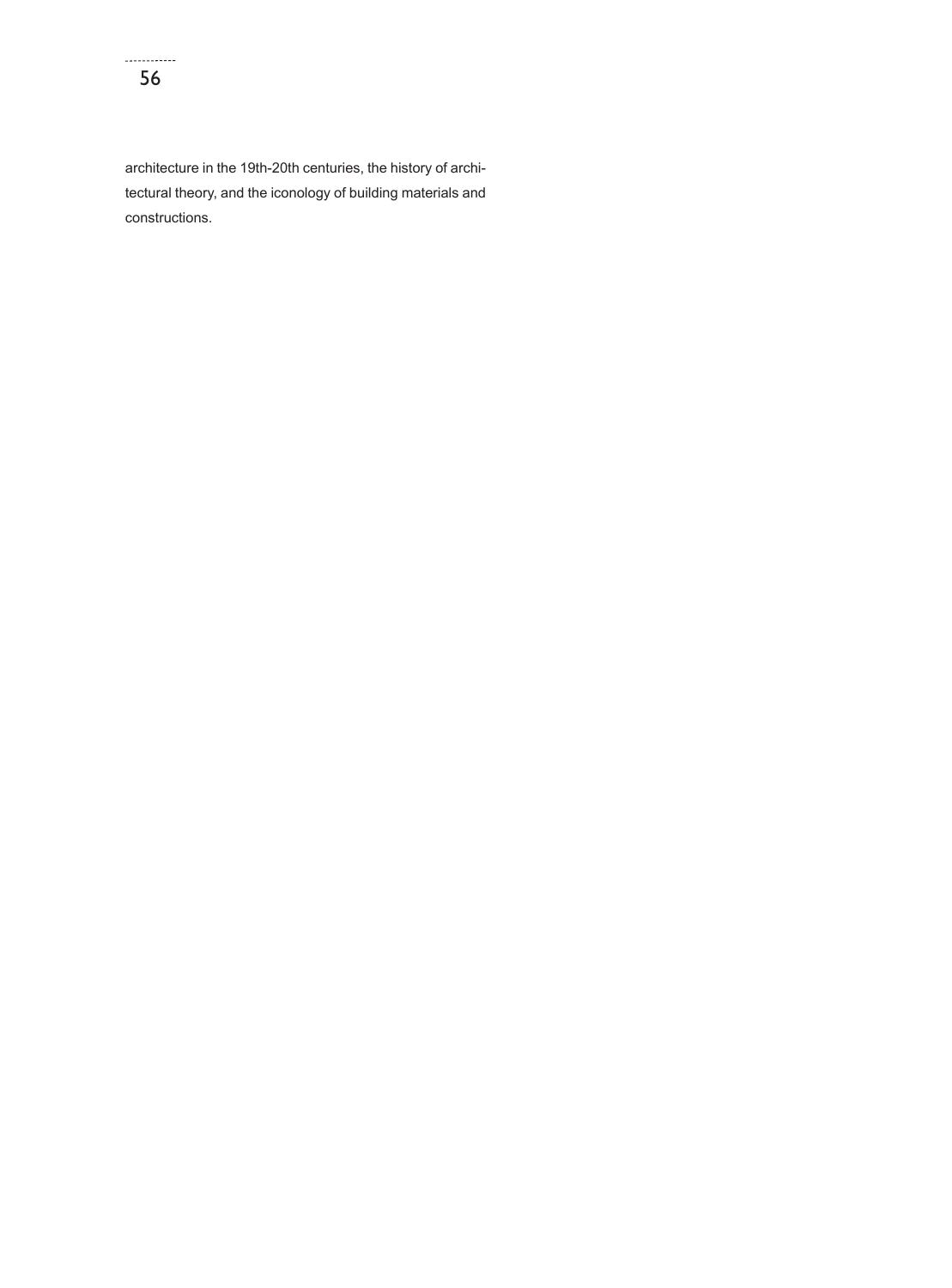architecture in the 19th-20th centuries, the history of architectural theory, and the iconology of building materials and constructions.